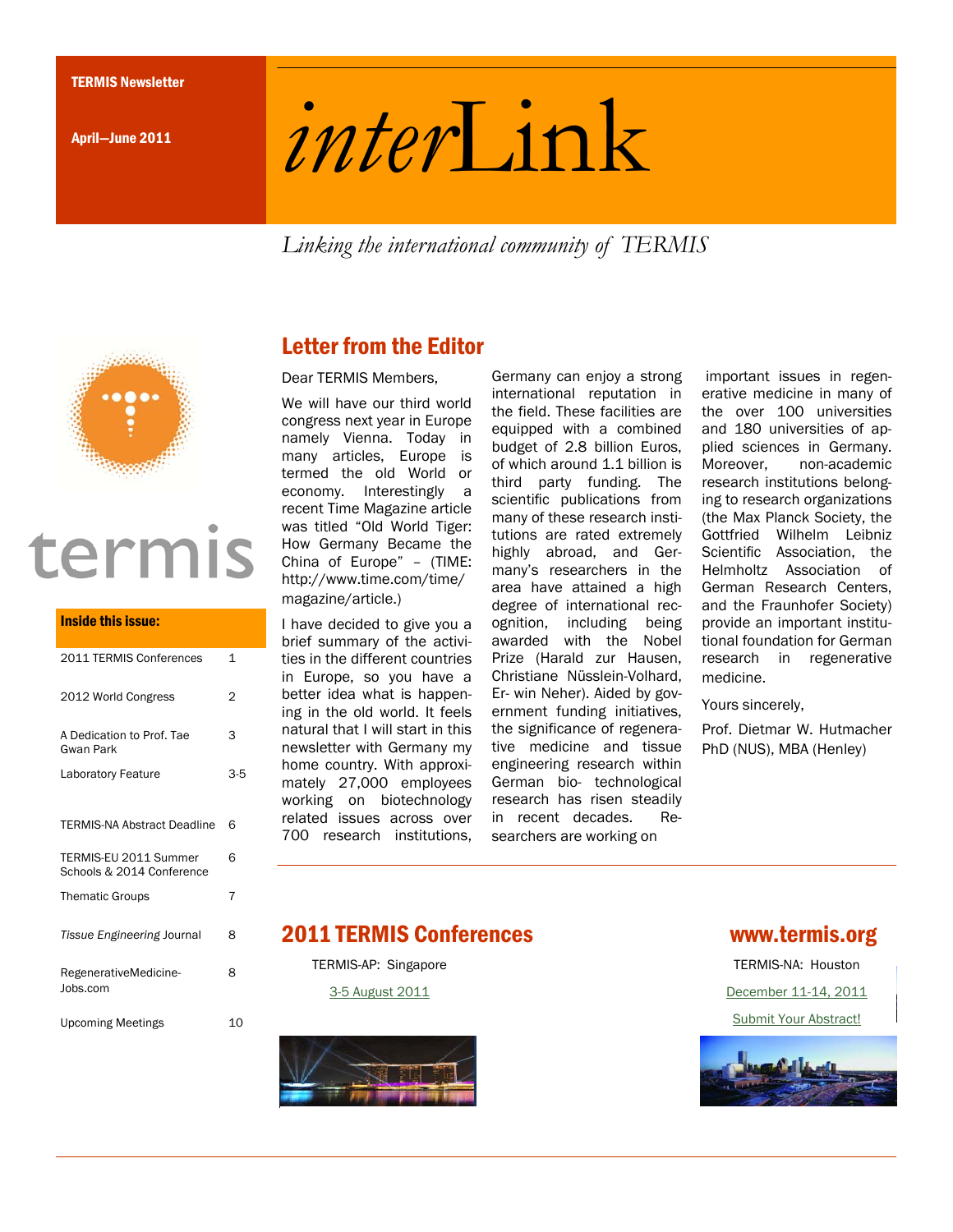TERMIS Newsletter

April—June 2011

# *inter*Link

*Linking the international community of TERMIS*

termis

**Inside this issue:**

| | |
|---|---|
| 2011 TERMIS Conferences | 1 |
| 2012 World Congress | 2 |
| A Dedication to Prof. Tae Gwan Park | 3 |
| Laboratory Feature | 3-5 |
| TERMIS-NA Abstract Deadline | 6 |
| TERMIS-EU 2011 Summer Schools & 2014 Conference | 6 |
| Thematic Groups | 7 |
| *Tissue Engineering* Journal | 8 |
| RegenerativeMedicine-Jobs.com | 8 |
| Upcoming Meetings | 10 |

## Letter from the Editor

Dear TERMIS Members,

We will have our third world congress next year in Europe namely Vienna. Today in many articles, Europe is termed the old World or economy. Interestingly a recent Time Magazine article was titled "Old World Tiger: How Germany Became the China of Europe" – (TIME: http://www.time.com/time/magazine/article.)

I have decided to give you a brief summary of the activities in the different countries in Europe, so you have a better idea what is happening in the old world. It feels natural that I will start in this newsletter with Germany my home country. With approximately 27,000 employees working on biotechnology related issues across over 700 research institutions, Germany can enjoy a strong international reputation in the field. These facilities are equipped with a combined budget of 2.8 billion Euros, of which around 1.1 billion is third party funding. The scientific publications from many of these research institutions are rated extremely highly abroad, and Germany's researchers in the area have attained a high degree of international recognition, including being awarded with the Nobel Prize (Harald zur Hausen, Christiane Nüsslein-Volhard, Erwin Neher). Aided by government funding initiatives, the significance of regenerative medicine and tissue engineering research within German bio- technological research has risen steadily in recent decades. Researchers are working on important issues in regenerative medicine in many of the over 100 universities and 180 universities of applied sciences in Germany. Moreover, non-academic research institutions belonging to research organizations (the Max Planck Society, the Gottfried Wilhelm Leibniz Scientific Association, the Helmholtz Association of German Research Centers, and the Fraunhofer Society) provide an important institutional foundation for German research in regenerative medicine.

Yours sincerely,

Prof. Dietmar W. Hutmacher PhD (NUS), MBA (Henley)

## 2011 TERMIS Conferences

TERMIS-AP: Singapore

3-5 August 2011

TERMIS-NA: Houston

December 11-14, 2011

Submit Your Abstract!

## www.termis.org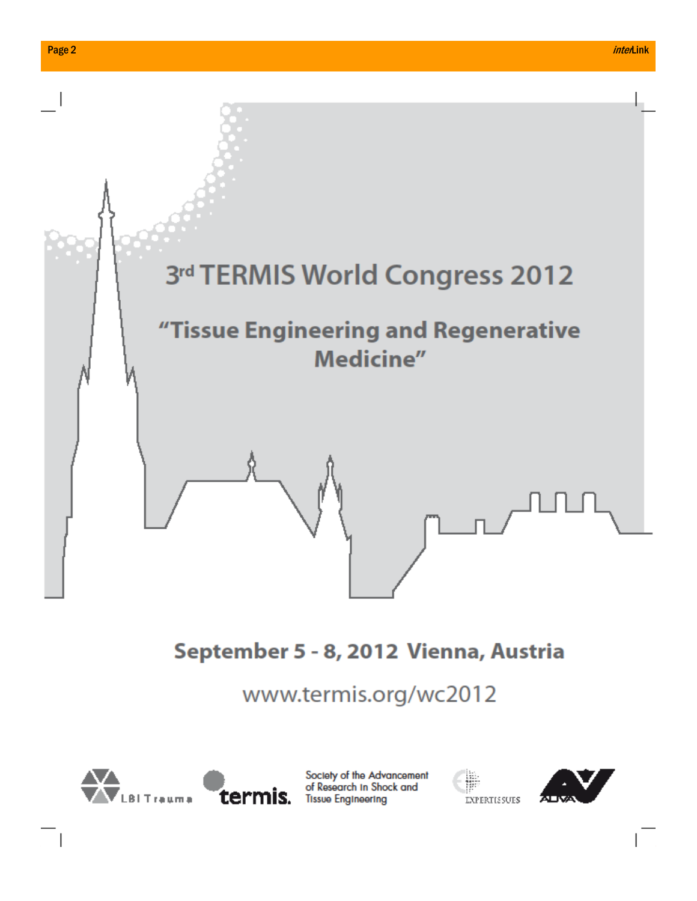# 3[rd] TERMIS World Congress 2012

## "Tissue Engineering and Regenerative Medicine"

**September 5 - 8, 2012 Vienna, Austria**

www.termis.org/wc2012

LBI Trauma

termis.

Society of the Advancement of Research in Shock and Tissue Engineering

EXPERTISSUES

AUVA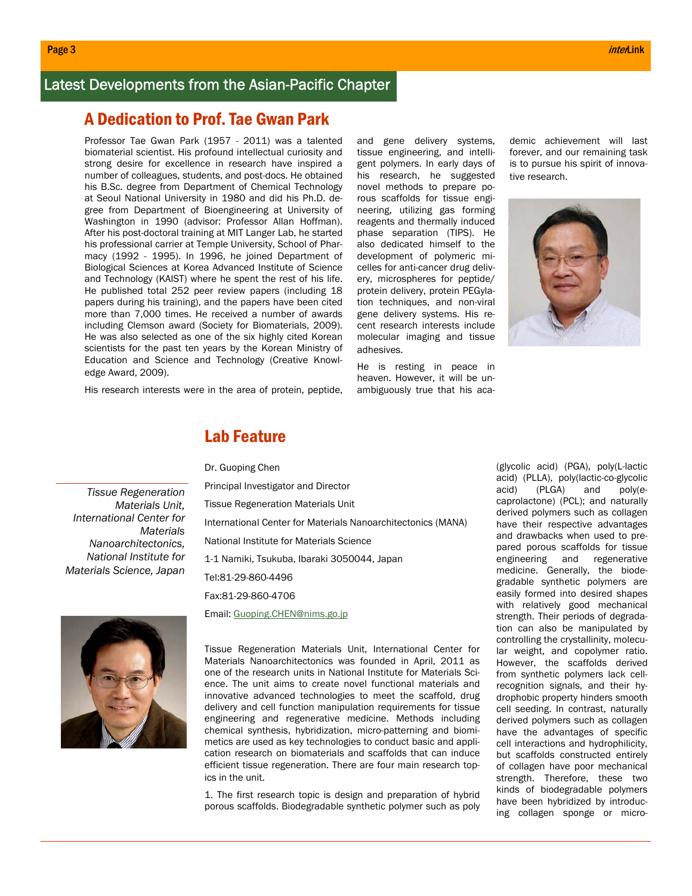## Latest Developments from the Asian-Pacific Chapter

# A Dedication to Prof. Tae Gwan Park

Professor Tae Gwan Park (1957 - 2011) was a talented biomaterial scientist. His profound intellectual curiosity and strong desire for excellence in research have inspired a number of colleagues, students, and post-docs. He obtained his B.Sc. degree from Department of Chemical Technology at Seoul National University in 1980 and did his Ph.D. degree from Department of Bioengineering at University of Washington in 1990 (advisor: Professor Allan Hoffman). After his post-doctoral training at MIT Langer Lab, he started his professional carrier at Temple University, School of Pharmacy (1992 - 1995). In 1996, he joined Department of Biological Sciences at Korea Advanced Institute of Science and Technology (KAIST) where he spent the rest of his life. He published total 252 peer review papers (including 18 papers during his training), and the papers have been cited more than 7,000 times. He received a number of awards including Clemson award (Society for Biomaterials, 2009). He was also selected as one of the six highly cited Korean scientists for the past ten years by the Korean Ministry of Education and Science and Technology (Creative Knowledge Award, 2009).

His research interests were in the area of protein, peptide, and gene delivery systems, tissue engineering, and intelligent polymers. In early days of his research, he suggested novel methods to prepare porous scaffolds for tissue engineering, utilizing gas forming reagents and thermally induced phase separation (TIPS). He also dedicated himself to the development of polymeric micelles for anti-cancer drug delivery, microspheres for peptide/protein delivery, protein PEGylation techniques, and non-viral gene delivery systems. His recent research interests include molecular imaging and tissue adhesives.

He is resting in peace in heaven. However, it will be unambiguously true that his academic achievement will last forever, and our remaining task is to pursue his spirit of innovative research.

# Lab Feature

*Tissue Regeneration Materials Unit, International Center for Materials Nanoarchitectonics, National Institute for Materials Science, Japan*

Dr. Guoping Chen

Principal Investigator and Director

Tissue Regeneration Materials Unit

International Center for Materials Nanoarchitectonics (MANA)

National Institute for Materials Science

1-1 Namiki, Tsukuba, Ibaraki 3050044, Japan

Tel:81-29-860-4496

Fax:81-29-860-4706

Email: Guoping.CHEN@nims.go.jp

Tissue Regeneration Materials Unit, International Center for Materials Nanoarchitectonics was founded in April, 2011 as one of the research units in National Institute for Materials Science. The unit aims to create novel functional materials and innovative advanced technologies to meet the scaffold, drug delivery and cell function manipulation requirements for tissue engineering and regenerative medicine. Methods including chemical synthesis, hybridization, micro-patterning and biomimetics are used as key technologies to conduct basic and application research on biomaterials and scaffolds that can induce efficient tissue regeneration. There are four main research topics in the unit.

1. The first research topic is design and preparation of hybrid porous scaffolds. Biodegradable synthetic polymer such as poly (glycolic acid) (PGA), poly(L-lactic acid) (PLLA), poly(lactic-co-glycolic acid) (PLGA) and poly(e-caprolactone) (PCL); and naturally derived polymers such as collagen have their respective advantages and drawbacks when used to prepared porous scaffolds for tissue engineering and regenerative medicine. Generally, the biodegradable synthetic polymers are easily formed into desired shapes with relatively good mechanical strength. Their periods of degradation can also be manipulated by controlling the crystallinity, molecular weight, and copolymer ratio. However, the scaffolds derived from synthetic polymers lack cell-recognition signals, and their hydrophobic property hinders smooth cell seeding. In contrast, naturally derived polymers such as collagen have the advantages of specific cell interactions and hydrophilicity, but scaffolds constructed entirely of collagen have poor mechanical strength. Therefore, these two kinds of biodegradable polymers have been hybridized by introducing collagen sponge or micro-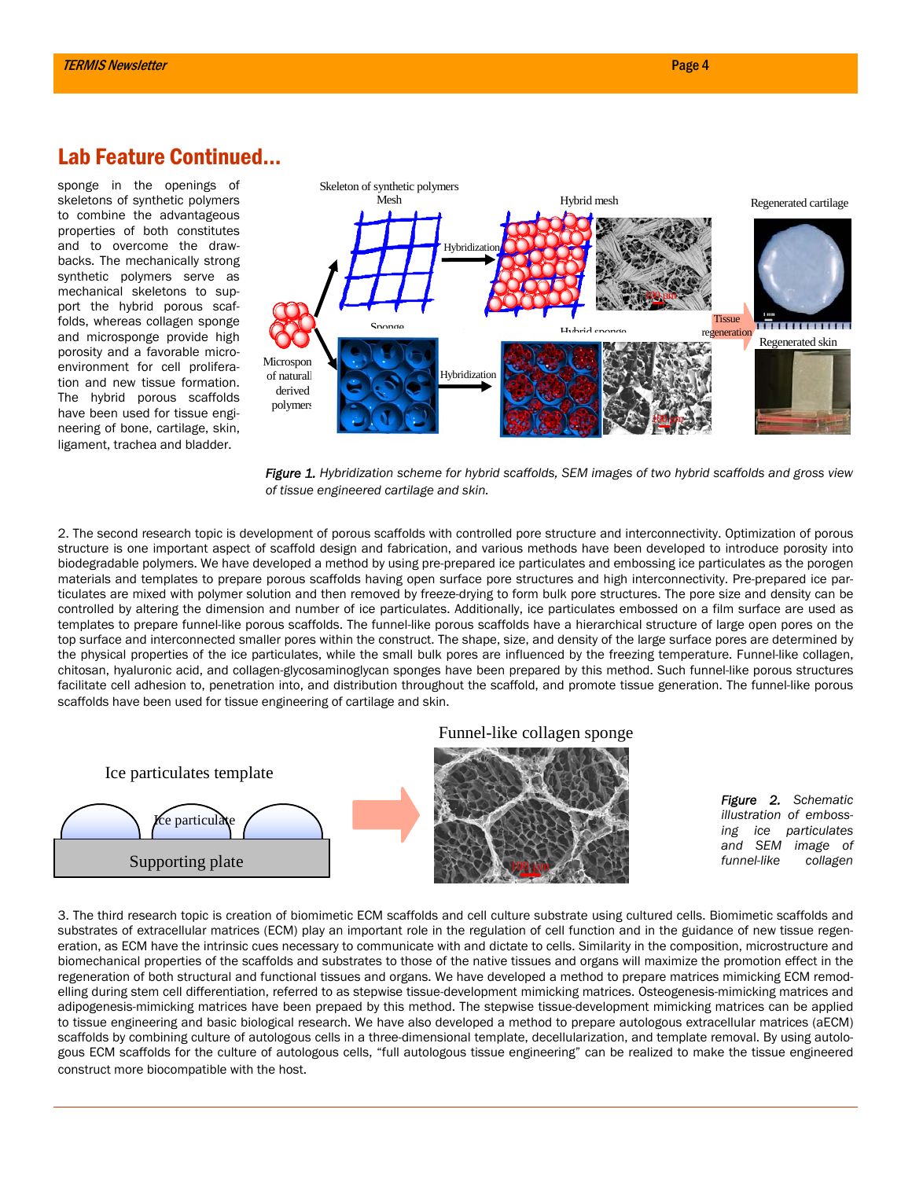## Lab Feature Continued...

sponge in the openings of skeletons of synthetic polymers to combine the advantageous properties of both constitutes and to overcome the drawbacks. The mechanically strong synthetic polymers serve as mechanical skeletons to support the hybrid porous scaffolds, whereas collagen sponge and microsponge provide high porosity and a favorable microenvironment for cell proliferation and new tissue formation. The hybrid porous scaffolds have been used for tissue engineering of bone, cartilage, skin, ligament, trachea and bladder.

*Figure 1. Hybridization scheme for hybrid scaffolds, SEM images of two hybrid scaffolds and gross view of tissue engineered cartilage and skin.*

2. The second research topic is development of porous scaffolds with controlled pore structure and interconnectivity. Optimization of porous structure is one important aspect of scaffold design and fabrication, and various methods have been developed to introduce porosity into biodegradable polymers. We have developed a method by using pre-prepared ice particulates and embossing ice particulates as the porogen materials and templates to prepare porous scaffolds having open surface pore structures and high interconnectivity. Pre-prepared ice particulates are mixed with polymer solution and then removed by freeze-drying to form bulk pore structures. The pore size and density can be controlled by altering the dimension and number of ice particulates. Additionally, ice particulates embossed on a film surface are used as templates to prepare funnel-like porous scaffolds. The funnel-like porous scaffolds have a hierarchical structure of large open pores on the top surface and interconnected smaller pores within the construct. The shape, size, and density of the large surface pores are determined by the physical properties of the ice particulates, while the small bulk pores are influenced by the freezing temperature. Funnel-like collagen, chitosan, hyaluronic acid, and collagen-glycosaminoglycan sponges have been prepared by this method. Such funnel-like porous structures facilitate cell adhesion to, penetration into, and distribution throughout the scaffold, and promote tissue generation. The funnel-like porous scaffolds have been used for tissue engineering of cartilage and skin.

*Figure 2. Schematic illustration of embossing ice particulates and SEM image of funnel-like collagen*

3. The third research topic is creation of biomimetic ECM scaffolds and cell culture substrate using cultured cells. Biomimetic scaffolds and substrates of extracellular matrices (ECM) play an important role in the regulation of cell function and in the guidance of new tissue regeneration, as ECM have the intrinsic cues necessary to communicate with and dictate to cells. Similarity in the composition, microstructure and biomechanical properties of the scaffolds and substrates to those of the native tissues and organs will maximize the promotion effect in the regeneration of both structural and functional tissues and organs. We have developed a method to prepare matrices mimicking ECM remodelling during stem cell differentiation, referred to as stepwise tissue-development mimicking matrices. Osteogenesis-mimicking matrices and adipogenesis-mimicking matrices have been prepaed by this method. The stepwise tissue-development mimicking matrices can be applied to tissue engineering and basic biological research. We have also developed a method to prepare autologous extracellular matrices (aECM) scaffolds by combining culture of autologous cells in a three-dimensional template, decellularization, and template removal. By using autologous ECM scaffolds for the culture of autologous cells, "full autologous tissue engineering" can be realized to make the tissue engineered construct more biocompatible with the host.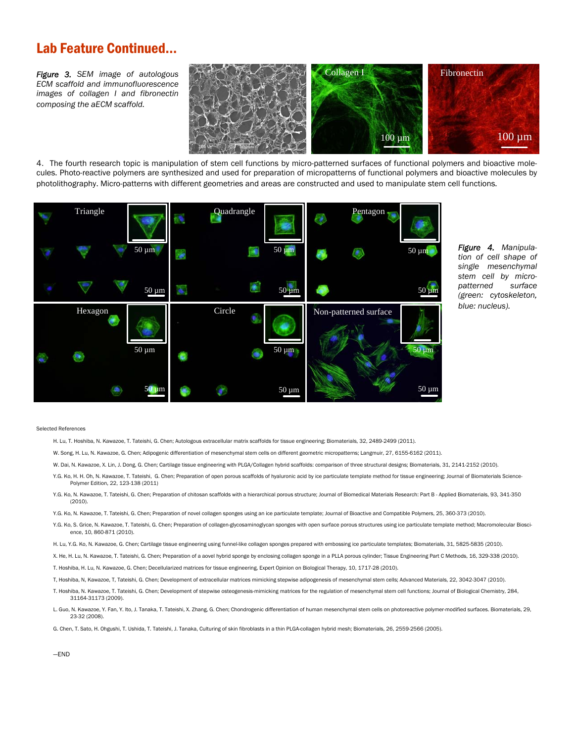## Lab Feature Continued...

*Figure 3. SEM image of autologous ECM scaffold and immunofluorescence images of collagen I and fibronectin composing the aECM scaffold.*

4. The fourth research topic is manipulation of stem cell functions by micro-patterned surfaces of functional polymers and bioactive molecules. Photo-reactive polymers are synthesized and used for preparation of micropatterns of functional polymers and bioactive molecules by photolithography. Micro-patterns with different geometries and areas are constructed and used to manipulate stem cell functions.

*Figure 4. Manipulation of cell shape of single mesenchymal stem cell by micro-patterned surface (green: cytoskeleton, blue: nucleus).*

Selected References

- H. Lu, T. Hoshiba, N. Kawazoe, T. Tateishi, G. Chen; Autologous extracellular matrix scaffolds for tissue engineering; Biomaterials, 32, 2489-2499 (2011).
- W. Song, H. Lu, N. Kawazoe, G. Chen; Adipogenic differentiation of mesenchymal stem cells on different geometric micropatterns; Langmuir, 27, 6155-6162 (2011).
- W. Dai, N. Kawazoe, X. Lin, J. Dong, G. Chen; Cartilage tissue engineering with PLGA/Collagen hybrid scaffolds: comparison of three structural designs; Biomaterials, 31, 2141-2152 (2010).
- Y.G. Ko, H. H. Oh, N. Kawazoe, T. Tateishi, G. Chen; Preparation of open porous scaffolds of hyaluronic acid by ice particulate template method for tissue engineering; Journal of Biomaterials Science-Polymer Edition, 22, 123-138 (2011)
- Y.G. Ko, N. Kawazoe, T. Tateishi, G. Chen; Preparation of chitosan scaffolds with a hierarchical porous structure; Journal of Biomedical Materials Research: Part B - Applied Biomaterials, 93, 341-350 (2010).
- Y.G. Ko, N. Kawazoe, T. Tateishi, G. Chen; Preparation of novel collagen sponges using an ice particulate template; Journal of Bioactive and Compatible Polymers, 25, 360-373 (2010).
- Y.G. Ko, S. Grice, N. Kawazoe, T. Tateishi, G. Chen; Preparation of collagen-glycosaminoglycan sponges with open surface porous structures using ice particulate template method; Macromolecular Bioscience, 10, 860-871 (2010).
- H. Lu, Y.G. Ko, N. Kawazoe, G. Chen; Cartilage tissue engineering using funnel-like collagen sponges prepared with embossing ice particulate templates; Biomaterials, 31, 5825-5835 (2010).
- X. He, H. Lu, N. Kawazoe, T. Tateishi, G. Chen; Preparation of a aovel hybrid sponge by enclosing collagen sponge in a PLLA porous cylinder; Tissue Engineering Part C Methods, 16, 329-338 (2010).
- T. Hoshiba, H. Lu, N. Kawazoe, G. Chen; Decellularized matrices for tissue engineering, Expert Opinion on Biological Therapy, 10, 1717-28 (2010).
- T. Hoshiba, N, Kawazoe, T, Tateishi, G. Chen; Development of extracellular matrices mimicking stepwise adipogenesis of mesenchymal stem cells; Advanced Materials, 22, 3042-3047 (2010).
- T. Hoshiba, N. Kawazoe, T. Tateishi, G. Chen; Development of stepwise osteogenesis-mimicking matrices for the regulation of mesenchymal stem cell functions; Journal of Biological Chemistry, 284, 31164-31173 (2009).
- L. Guo, N. Kawazoe, Y. Fan, Y. Ito, J. Tanaka, T. Tateishi, X. Zhang, G. Chen; Chondrogenic differentiation of human mesenchymal stem cells on photoreactive polymer-modified surfaces. Biomaterials, 29, 23-32 (2008).
- G. Chen, T. Sato, H. Ohgushi, T. Ushida, T. Tateishi, J. Tanaka, Culturing of skin fibroblasts in a thin PLGA-collagen hybrid mesh; Biomaterials, 26, 2559-2566 (2005).

—END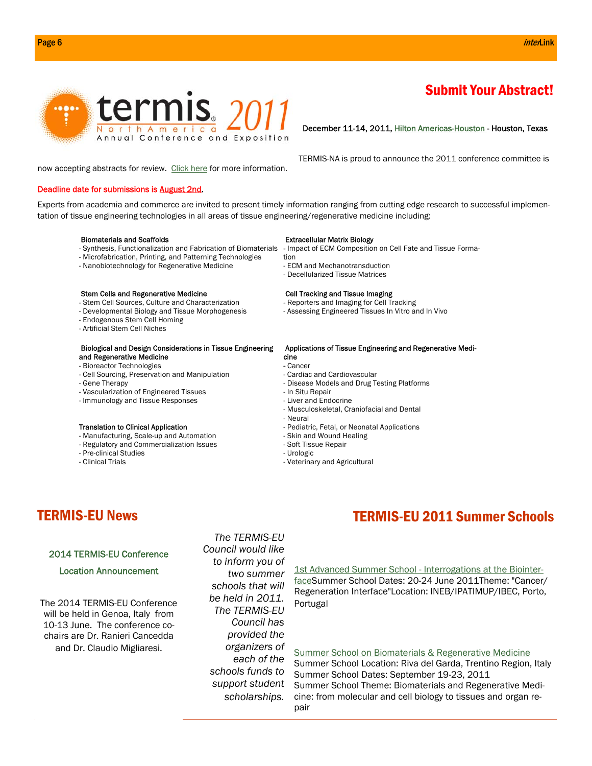## Submit Your Abstract!

termis North America 2011 Annual Conference and Exposition

December 11-14, 2011, Hilton Americas-Houston - Houston, Texas

TERMIS-NA is proud to announce the 2011 conference committee is now accepting abstracts for review. Click here for more information.

**Deadline date for submissions is August 2nd.**

Experts from academia and commerce are invited to present timely information ranging from cutting edge research to successful implementation of tissue engineering technologies in all areas of tissue engineering/regenerative medicine including:

**Biomaterials and Scaffolds**
- Synthesis, Functionalization and Fabrication of Biomaterials
- Microfabrication, Printing, and Patterning Technologies
- Nanobiotechnology for Regenerative Medicine

**Stem Cells and Regenerative Medicine**
- Stem Cell Sources, Culture and Characterization
- Developmental Biology and Tissue Morphogenesis
- Endogenous Stem Cell Homing
- Artificial Stem Cell Niches

**Biological and Design Considerations in Tissue Engineering and Regenerative Medicine**
- Bioreactor Technologies
- Cell Sourcing, Preservation and Manipulation
- Gene Therapy
- Vascularization of Engineered Tissues
- Immunology and Tissue Responses

**Translation to Clinical Application**
- Manufacturing, Scale-up and Automation
- Regulatory and Commercialization Issues
- Pre-clinical Studies
- Clinical Trials

**Extracellular Matrix Biology**
- Impact of ECM Composition on Cell Fate and Tissue Formation
- ECM and Mechanotransduction
- Decellularized Tissue Matrices

**Cell Tracking and Tissue Imaging**
- Reporters and Imaging for Cell Tracking
- Assessing Engineered Tissues In Vitro and In Vivo

**Applications of Tissue Engineering and Regenerative Medicine**
- Cancer
- Cardiac and Cardiovascular
- Disease Models and Drug Testing Platforms
- In Situ Repair
- Liver and Endocrine
- Musculoskeletal, Craniofacial and Dental
- Neural
- Pediatric, Fetal, or Neonatal Applications
- Skin and Wound Healing
- Soft Tissue Repair
- Urologic
- Veterinary and Agricultural

## TERMIS-EU News

### 2014 TERMIS-EU Conference Location Announcement

The 2014 TERMIS-EU Conference will be held in Genoa, Italy from 10-13 June. The conference co-chairs are Dr. Ranieri Cancedda and Dr. Claudio Migliaresi.

## TERMIS-EU 2011 Summer Schools

*The TERMIS-EU Council would like to inform you of two summer schools that will be held in 2011. The TERMIS-EU Council has provided the organizers of each of the schools funds to support student scholarships.*

1st Advanced Summer School - Interrogations at the Biointerface
Summer School Dates: 20-24 June 2011
Theme: "Cancer/ Regeneration Interface"
Location: INEB/IPATIMUP/IBEC, Porto, Portugal

Summer School on Biomaterials & Regenerative Medicine
Summer School Location: Riva del Garda, Trentino Region, Italy
Summer School Dates: September 19-23, 2011
Summer School Theme: Biomaterials and Regenerative Medicine: from molecular and cell biology to tissues and organ repair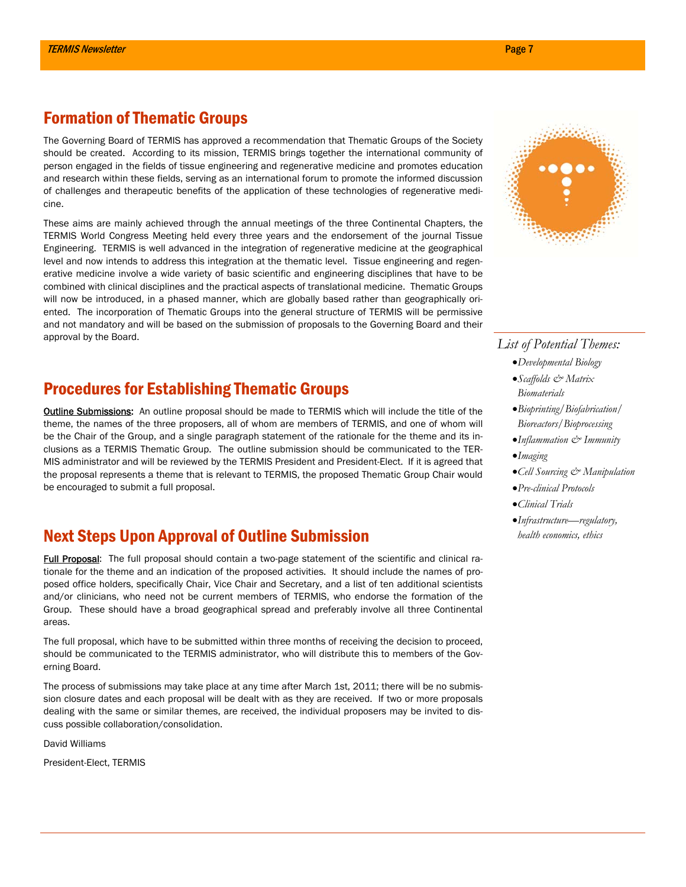## Formation of Thematic Groups

The Governing Board of TERMIS has approved a recommendation that Thematic Groups of the Society should be created. According to its mission, TERMIS brings together the international community of person engaged in the fields of tissue engineering and regenerative medicine and promotes education and research within these fields, serving as an international forum to promote the informed discussion of challenges and therapeutic benefits of the application of these technologies of regenerative medicine.

These aims are mainly achieved through the annual meetings of the three Continental Chapters, the TERMIS World Congress Meeting held every three years and the endorsement of the journal Tissue Engineering. TERMIS is well advanced in the integration of regenerative medicine at the geographical level and now intends to address this integration at the thematic level. Tissue engineering and regenerative medicine involve a wide variety of basic scientific and engineering disciplines that have to be combined with clinical disciplines and the practical aspects of translational medicine. Thematic Groups will now be introduced, in a phased manner, which are globally based rather than geographically oriented. The incorporation of Thematic Groups into the general structure of TERMIS will be permissive and not mandatory and will be based on the submission of proposals to the Governing Board and their approval by the Board.

## Procedures for Establishing Thematic Groups

Outline Submissions: An outline proposal should be made to TERMIS which will include the title of the theme, the names of the three proposers, all of whom are members of TERMIS, and one of whom will be the Chair of the Group, and a single paragraph statement of the rationale for the theme and its inclusions as a TERMIS Thematic Group. The outline submission should be communicated to the TERMIS administrator and will be reviewed by the TERMIS President and President-Elect. If it is agreed that the proposal represents a theme that is relevant to TERMIS, the proposed Thematic Group Chair would be encouraged to submit a full proposal.

## Next Steps Upon Approval of Outline Submission

Full Proposal: The full proposal should contain a two-page statement of the scientific and clinical rationale for the theme and an indication of the proposed activities. It should include the names of proposed office holders, specifically Chair, Vice Chair and Secretary, and a list of ten additional scientists and/or clinicians, who need not be current members of TERMIS, who endorse the formation of the Group. These should have a broad geographical spread and preferably involve all three Continental areas.

The full proposal, which have to be submitted within three months of receiving the decision to proceed, should be communicated to the TERMIS administrator, who will distribute this to members of the Governing Board.

The process of submissions may take place at any time after March 1st, 2011; there will be no submission closure dates and each proposal will be dealt with as they are received. If two or more proposals dealing with the same or similar themes, are received, the individual proposers may be invited to discuss possible collaboration/consolidation.

David Williams

President-Elect, TERMIS

*List of Potential Themes:*

- *Developmental Biology*
- *Scaffolds & Matrix Biomaterials*
- *Bioprinting/Biofabrication/Bioreactors/Bioprocessing*
- *Inflammation & Immunity*
- *Imaging*
- *Cell Sourcing & Manipulation*
- *Pre-clinical Protocols*
- *Clinical Trials*
- *Infrastructure—regulatory, health economics, ethics*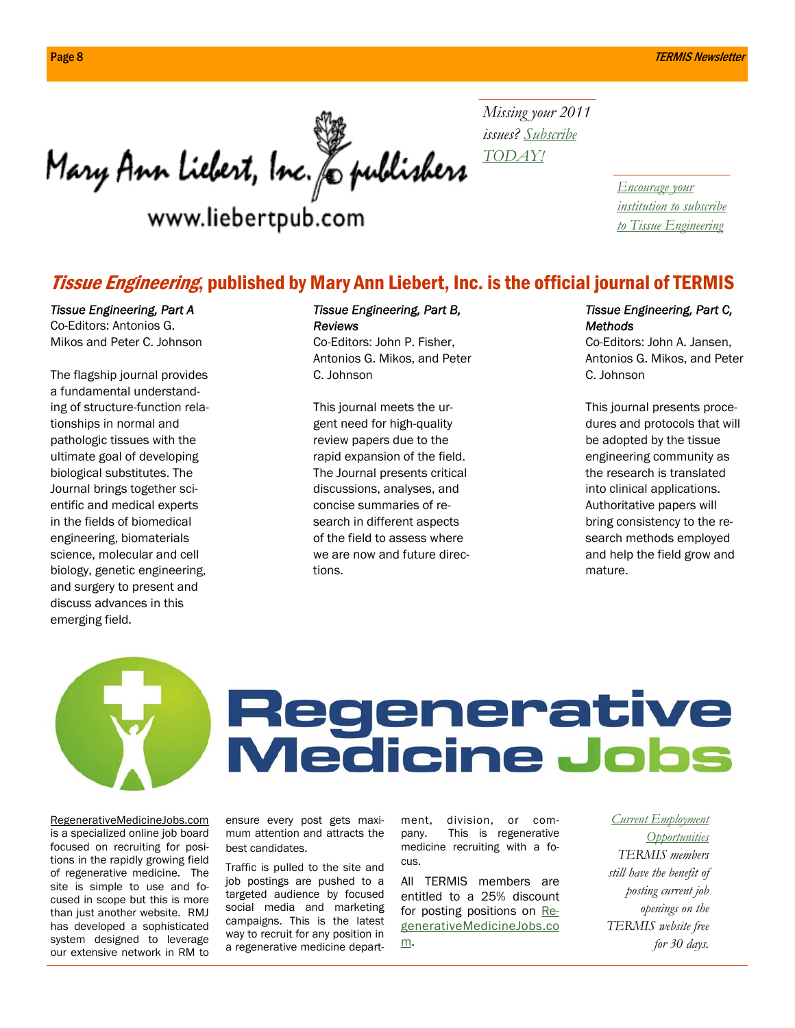Mary Ann Liebert, Inc. publishers

www.liebertpub.com

*Missing your 2011 issues? Subscribe TODAY!*

*Encourage your institution to subscribe to Tissue Engineering*

## *Tissue Engineering*, published by Mary Ann Liebert, Inc. is the official journal of TERMIS

*Tissue Engineering, Part A*
Co-Editors: Antonios G. Mikos and Peter C. Johnson

The flagship journal provides a fundamental understanding of structure-function relationships in normal and pathologic tissues with the ultimate goal of developing biological substitutes. The Journal brings together scientific and medical experts in the fields of biomedical engineering, biomaterials science, molecular and cell biology, genetic engineering, and surgery to present and discuss advances in this emerging field.

*Tissue Engineering, Part B, Reviews*
Co-Editors: John P. Fisher, Antonios G. Mikos, and Peter C. Johnson

This journal meets the urgent need for high-quality review papers due to the rapid expansion of the field. The Journal presents critical discussions, analyses, and concise summaries of research in different aspects of the field to assess where we are now and future directions.

*Tissue Engineering, Part C, Methods*
Co-Editors: John A. Jansen, Antonios G. Mikos, and Peter C. Johnson

This journal presents procedures and protocols that will be adopted by the tissue engineering community as the research is translated into clinical applications. Authoritative papers will bring consistency to the research methods employed and help the field grow and mature.

## Regenerative Medicine Jobs

RegenerativeMedicineJobs.com is a specialized online job board focused on recruiting for positions in the rapidly growing field of regenerative medicine. The site is simple to use and focused in scope but this is more than just another website. RMJ has developed a sophisticated system designed to leverage our extensive network in RM to ensure every post gets maximum attention and attracts the best candidates.

Traffic is pulled to the site and job postings are pushed to a targeted audience by focused social media and marketing campaigns. This is the latest way to recruit for any position in a regenerative medicine department, division, or company. This is regenerative medicine recruiting with a focus.

All TERMIS members are entitled to a 25% discount for posting positions on RegenerativeMedicineJobs.com.

*Current Employment Opportunities*

*TERMIS members still have the benefit of posting current job openings on the TERMIS website free for 30 days.*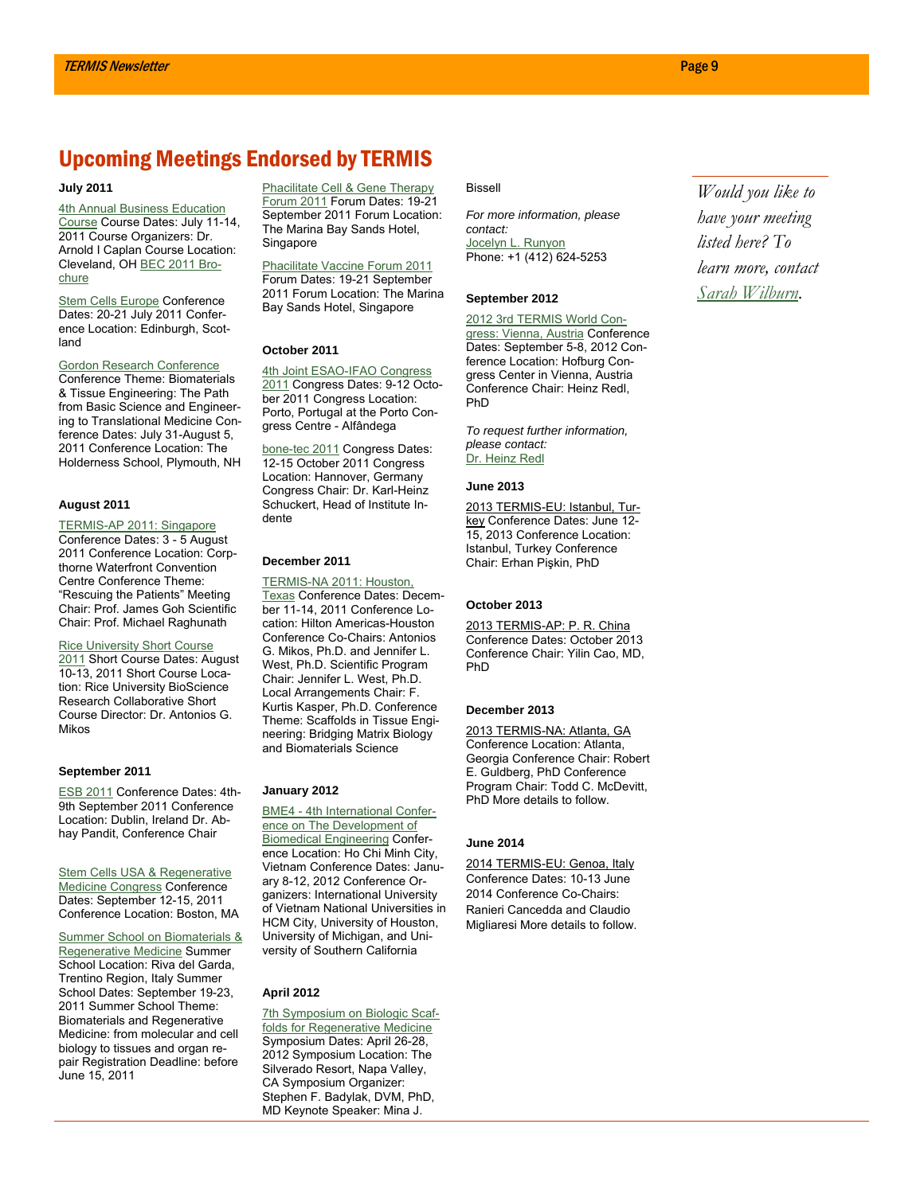# Upcoming Meetings Endorsed by TERMIS

### July 2011

4th Annual Business Education Course Course Dates: July 11-14, 2011 Course Organizers: Dr. Arnold I Caplan Course Location: Cleveland, OH BEC 2011 Brochure

Stem Cells Europe Conference Dates: 20-21 July 2011 Conference Location: Edinburgh, Scotland

Gordon Research Conference Conference Theme: Biomaterials & Tissue Engineering: The Path from Basic Science and Engineering to Translational Medicine Conference Dates: July 31-August 5, 2011 Conference Location: The Holderness School, Plymouth, NH

### August 2011

TERMIS-AP 2011: Singapore Conference Dates: 3 - 5 August 2011 Conference Location: Corpthorne Waterfront Convention Centre Conference Theme: "Rescuing the Patients" Meeting Chair: Prof. James Goh Scientific Chair: Prof. Michael Raghunath

Rice University Short Course 2011 Short Course Dates: August 10-13, 2011 Short Course Location: Rice University BioScience Research Collaborative Short Course Director: Dr. Antonios G. Mikos

### September 2011

ESB 2011 Conference Dates: 4th-9th September 2011 Conference Location: Dublin, Ireland Dr. Abhay Pandit, Conference Chair

Stem Cells USA & Regenerative Medicine Congress Conference Dates: September 12-15, 2011 Conference Location: Boston, MA

Summer School on Biomaterials & Regenerative Medicine Summer School Location: Riva del Garda, Trentino Region, Italy Summer School Dates: September 19-23, 2011 Summer School Theme: Biomaterials and Regenerative Medicine: from molecular and cell biology to tissues and organ repair Registration Deadline: before June 15, 2011

Phacilitate Cell & Gene Therapy Forum 2011 Forum Dates: 19-21 September 2011 Forum Location: The Marina Bay Sands Hotel, Singapore

Phacilitate Vaccine Forum 2011 Forum Dates: 19-21 September 2011 Forum Location: The Marina Bay Sands Hotel, Singapore

### October 2011

4th Joint ESAO-IFAO Congress 2011 Congress Dates: 9-12 October 2011 Congress Location: Porto, Portugal at the Porto Congress Centre - Alfândega

bone-tec 2011 Congress Dates: 12-15 October 2011 Congress Location: Hannover, Germany Congress Chair: Dr. Karl-Heinz Schuckert, Head of Institute Indente

### December 2011

TERMIS-NA 2011: Houston, Texas Conference Dates: December 11-14, 2011 Conference Location: Hilton Americas-Houston Conference Co-Chairs: Antonios G. Mikos, Ph.D. and Jennifer L. West, Ph.D. Scientific Program Chair: Jennifer L. West, Ph.D. Local Arrangements Chair: F. Kurtis Kasper, Ph.D. Conference Theme: Scaffolds in Tissue Engineering: Bridging Matrix Biology and Biomaterials Science

### January 2012

BME4 - 4th International Conference on The Development of Biomedical Engineering Conference Location: Ho Chi Minh City, Vietnam Conference Dates: January 8-12, 2012 Conference Organizers: International University of Vietnam National Universities in HCM City, University of Houston, University of Michigan, and University of Southern California

### April 2012

7th Symposium on Biologic Scaffolds for Regenerative Medicine Symposium Dates: April 26-28, 2012 Symposium Location: The Silverado Resort, Napa Valley, CA Symposium Organizer: Stephen F. Badylak, DVM, PhD, MD Keynote Speaker: Mina J. Bissell

*For more information, please contact:*
Jocelyn L. Runyon
Phone: +1 (412) 624-5253

### September 2012

2012 3rd TERMIS World Congress: Vienna, Austria Conference Dates: September 5-8, 2012 Conference Location: Hofburg Congress Center in Vienna, Austria Conference Chair: Heinz Redl, PhD

*To request further information, please contact:*
Dr. Heinz Redl

### June 2013

2013 TERMIS-EU: Istanbul, Turkey Conference Dates: June 12-15, 2013 Conference Location: Istanbul, Turkey Conference Chair: Erhan Pişkin, PhD

### October 2013

2013 TERMIS-AP: P. R. China Conference Dates: October 2013 Conference Chair: Yilin Cao, MD, PhD

### December 2013

2013 TERMIS-NA: Atlanta, GA Conference Location: Atlanta, Georgia Conference Chair: Robert E. Guldberg, PhD Conference Program Chair: Todd C. McDevitt, PhD More details to follow.

### June 2014

2014 TERMIS-EU: Genoa, Italy Conference Dates: 10-13 June 2014 Conference Co-Chairs: Ranieri Cancedda and Claudio Migliaresi More details to follow.

*Would you like to have your meeting listed here? To learn more, contact Sarah Wilburn.*